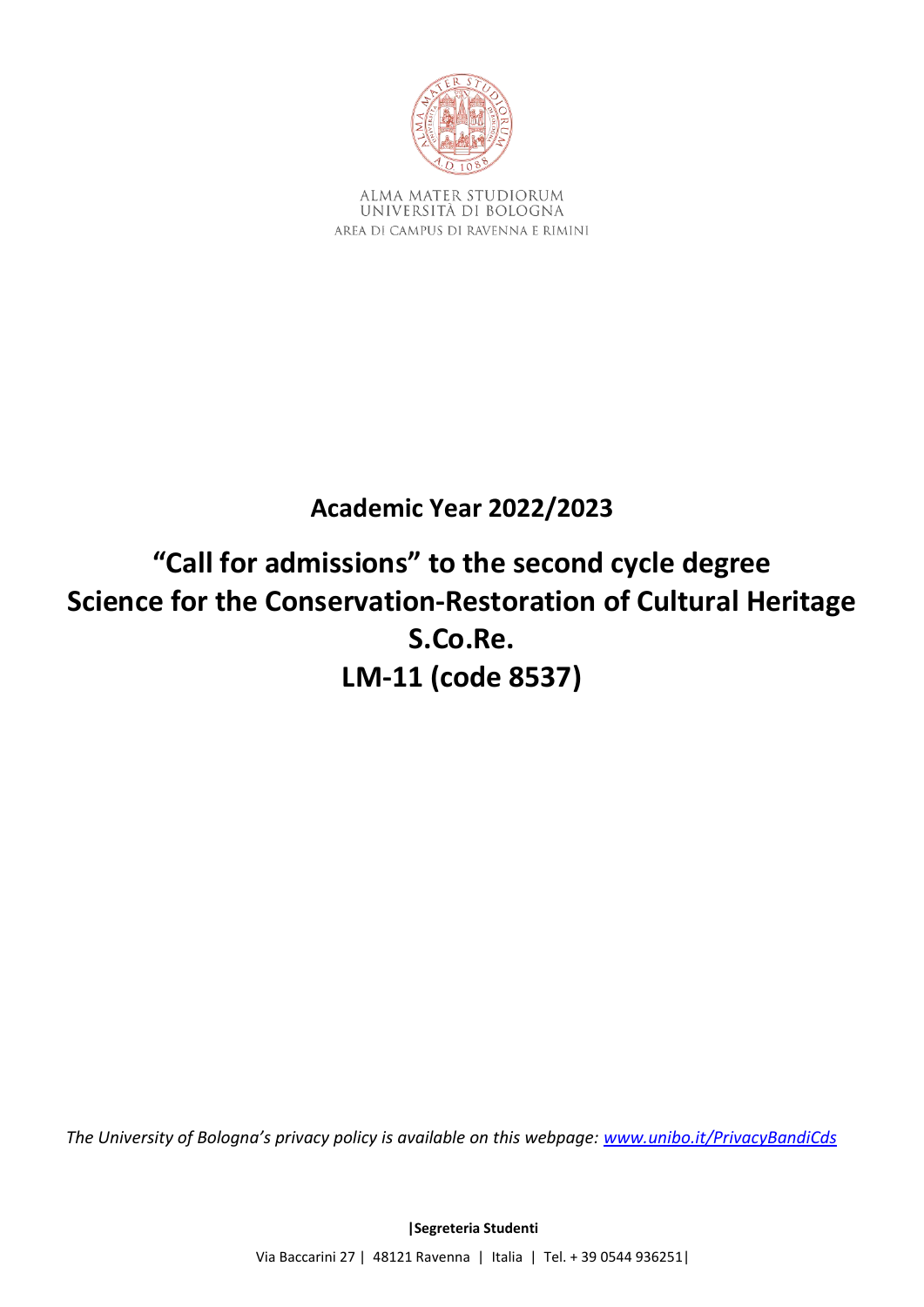ALMA MATER STUDIORUM
UNIVERSITÀ DI BOLOGNA
AREA DI CAMPUS DI RAVENNA E RIMINI

# Academic Year 2022/2023

# "Call for admissions" to the second cycle degree Science for the Conservation-Restoration of Cultural Heritage S.Co.Re. LM-11 (code 8537)

*The University of Bologna's privacy policy is available on this webpage: [www.unibo.it/PrivacyBandiCds](www.unibo.it/PrivacyBandiCds)*

**|Segreteria Studenti**

Via Baccarini 27 | 48121 Ravenna | Italia | Tel. + 39 0544 936251|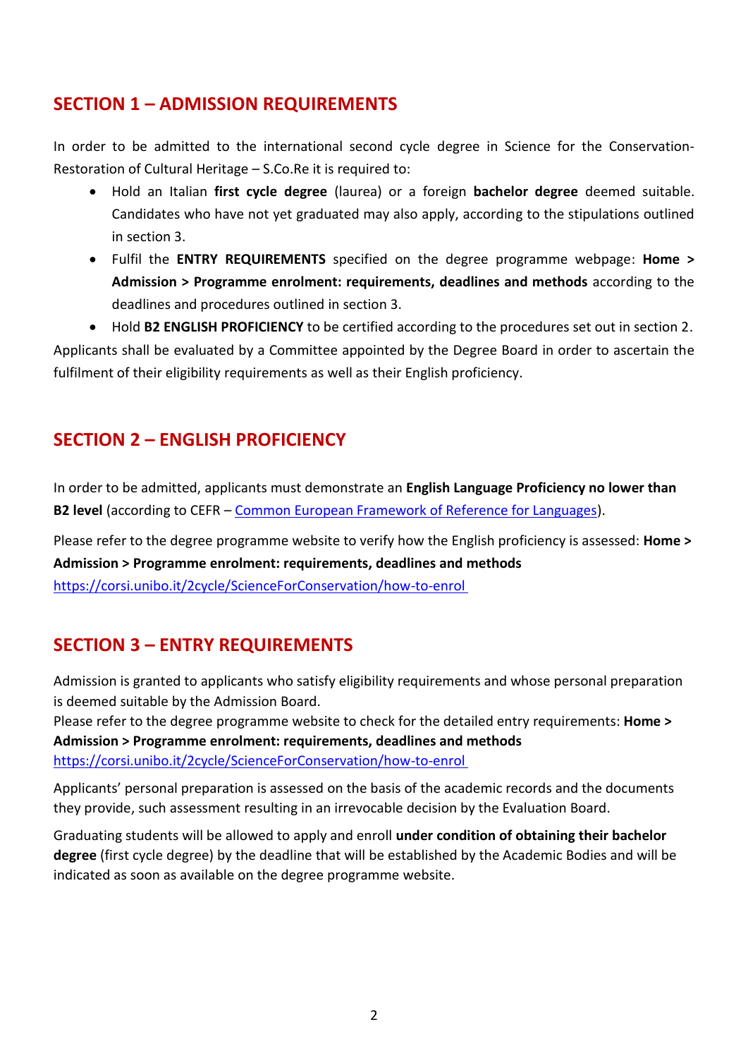## SECTION 1 – ADMISSION REQUIREMENTS

In order to be admitted to the international second cycle degree in Science for the Conservation-Restoration of Cultural Heritage – S.Co.Re it is required to:

- Hold an Italian **first cycle degree** (laurea) or a foreign **bachelor degree** deemed suitable. Candidates who have not yet graduated may also apply, according to the stipulations outlined in section 3.
- Fulfil the **ENTRY REQUIREMENTS** specified on the degree programme webpage: **Home > Admission > Programme enrolment: requirements, deadlines and methods** according to the deadlines and procedures outlined in section 3.
- Hold **B2 ENGLISH PROFICIENCY** to be certified according to the procedures set out in section 2.

Applicants shall be evaluated by a Committee appointed by the Degree Board in order to ascertain the fulfilment of their eligibility requirements as well as their English proficiency.

## SECTION 2 – ENGLISH PROFICIENCY

In order to be admitted, applicants must demonstrate an **English Language Proficiency no lower than B2 level** (according to CEFR – Common European Framework of Reference for Languages).

Please refer to the degree programme website to verify how the English proficiency is assessed: **Home > Admission > Programme enrolment: requirements, deadlines and methods**
https://corsi.unibo.it/2cycle/ScienceForConservation/how-to-enrol

## SECTION 3 – ENTRY REQUIREMENTS

Admission is granted to applicants who satisfy eligibility requirements and whose personal preparation is deemed suitable by the Admission Board.
Please refer to the degree programme website to check for the detailed entry requirements: **Home > Admission > Programme enrolment: requirements, deadlines and methods**
https://corsi.unibo.it/2cycle/ScienceForConservation/how-to-enrol

Applicants' personal preparation is assessed on the basis of the academic records and the documents they provide, such assessment resulting in an irrevocable decision by the Evaluation Board.

Graduating students will be allowed to apply and enroll **under condition of obtaining their bachelor degree** (first cycle degree) by the deadline that will be established by the Academic Bodies and will be indicated as soon as available on the degree programme website.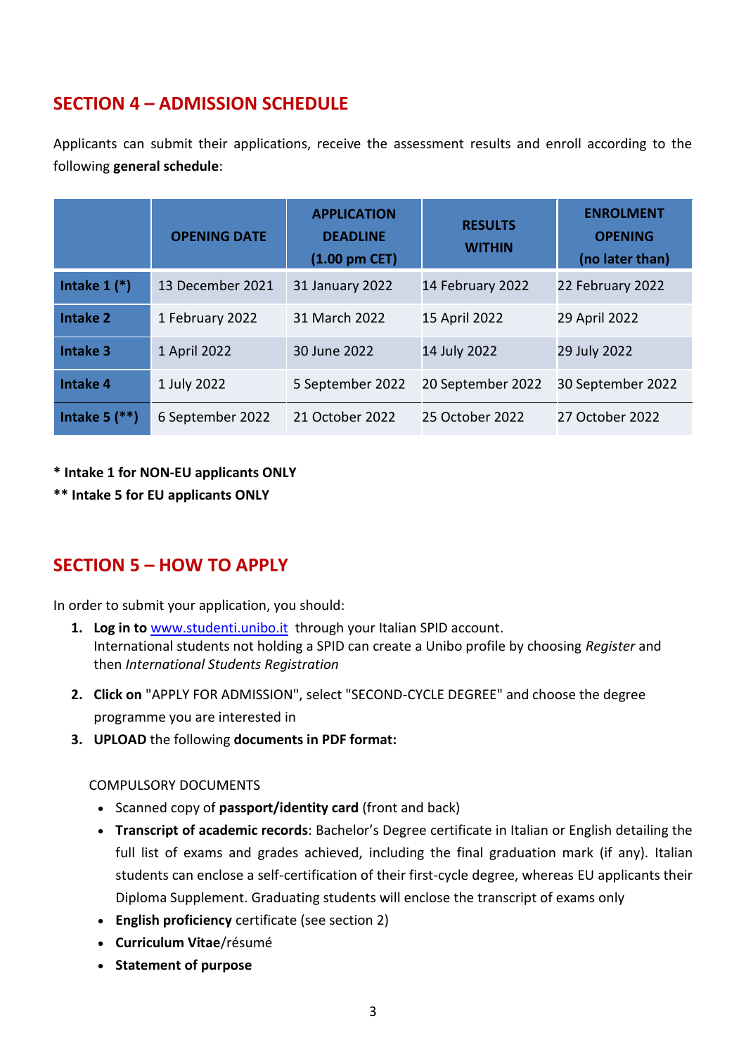## SECTION 4 – ADMISSION SCHEDULE

Applicants can submit their applications, receive the assessment results and enroll according to the following **general schedule**:

| | OPENING DATE | APPLICATION DEADLINE (1.00 pm CET) | RESULTS WITHIN | ENROLMENT OPENING (no later than) |
|---|---|---|---|---|
| **Intake 1 (*)** | 13 December 2021 | 31 January 2022 | 14 February 2022 | 22 February 2022 |
| **Intake 2** | 1 February 2022 | 31 March 2022 | 15 April 2022 | 29 April 2022 |
| **Intake 3** | 1 April 2022 | 30 June 2022 | 14 July 2022 | 29 July 2022 |
| **Intake 4** | 1 July 2022 | 5 September 2022 | 20 September 2022 | 30 September 2022 |
| **Intake 5 (**)** | 6 September 2022 | 21 October 2022 | 25 October 2022 | 27 October 2022 |

**\* Intake 1 for NON-EU applicants ONLY**

**\*\* Intake 5 for EU applicants ONLY**

## SECTION 5 – HOW TO APPLY

In order to submit your application, you should:

1. **Log in to** [www.studenti.unibo.it](http://www.studenti.unibo.it) through your Italian SPID account.
   International students not holding a SPID can create a Unibo profile by choosing *Register* and then *International Students Registration*
2. **Click on** "APPLY FOR ADMISSION", select "SECOND-CYCLE DEGREE" and choose the degree programme you are interested in
3. **UPLOAD** the following **documents in PDF format:**

   COMPULSORY DOCUMENTS

   - Scanned copy of **passport/identity card** (front and back)
   - **Transcript of academic records**: Bachelor's Degree certificate in Italian or English detailing the full list of exams and grades achieved, including the final graduation mark (if any). Italian students can enclose a self-certification of their first-cycle degree, whereas EU applicants their Diploma Supplement. Graduating students will enclose the transcript of exams only
   - **English proficiency** certificate (see section 2)
   - **Curriculum Vitae**/résumé
   - **Statement of purpose**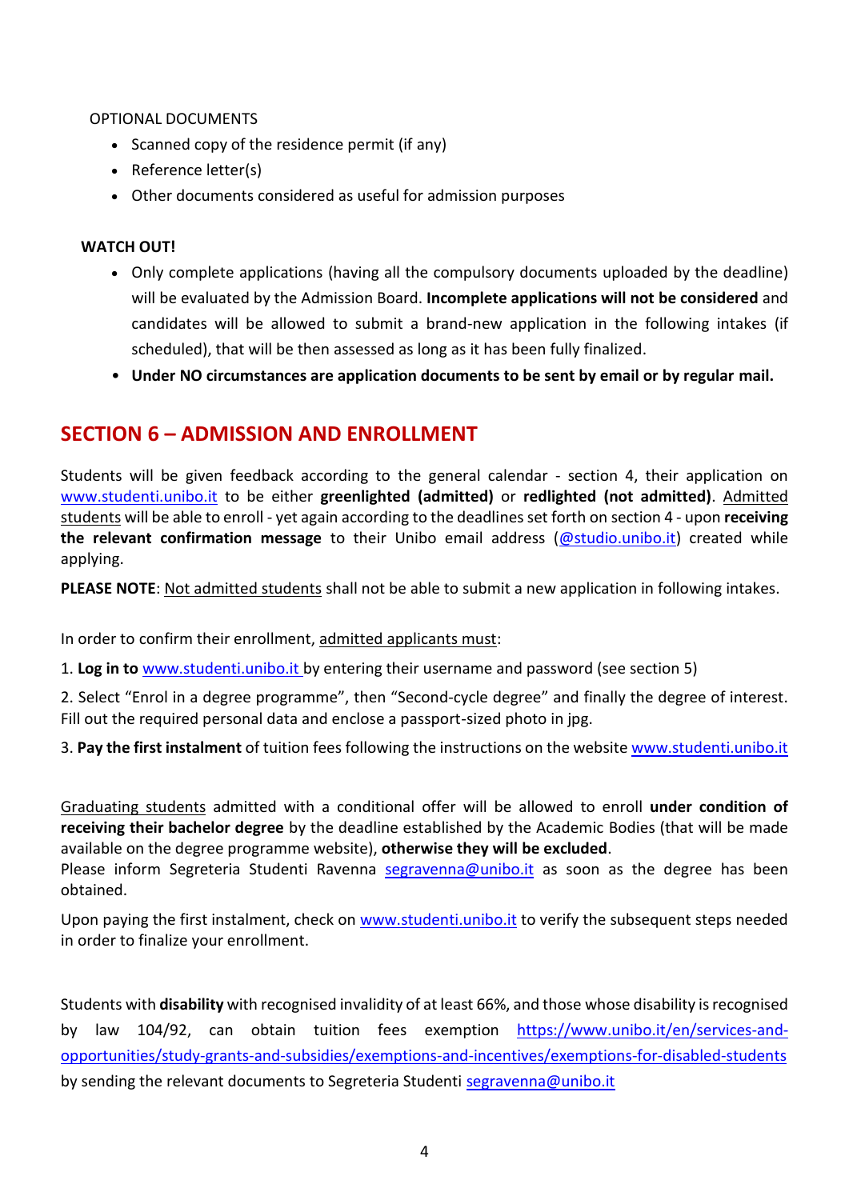OPTIONAL DOCUMENTS

- Scanned copy of the residence permit (if any)
- Reference letter(s)
- Other documents considered as useful for admission purposes

**WATCH OUT!**

- Only complete applications (having all the compulsory documents uploaded by the deadline) will be evaluated by the Admission Board. **Incomplete applications will not be considered** and candidates will be allowed to submit a brand-new application in the following intakes (if scheduled), that will be then assessed as long as it has been fully finalized.
- **Under NO circumstances are application documents to be sent by email or by regular mail.**

## SECTION 6 – ADMISSION AND ENROLLMENT

Students will be given feedback according to the general calendar - section 4, their application on www.studenti.unibo.it to be either **greenlighted (admitted)** or **redlighted (not admitted)**. Admitted students will be able to enroll - yet again according to the deadlines set forth on section 4 - upon **receiving the relevant confirmation message** to their Unibo email address (@studio.unibo.it) created while applying.

**PLEASE NOTE**: Not admitted students shall not be able to submit a new application in following intakes.

In order to confirm their enrollment, admitted applicants must:

1. **Log in to** www.studenti.unibo.it by entering their username and password (see section 5)

2. Select "Enrol in a degree programme", then "Second-cycle degree" and finally the degree of interest. Fill out the required personal data and enclose a passport-sized photo in jpg.

3. **Pay the first instalment** of tuition fees following the instructions on the website www.studenti.unibo.it

Graduating students admitted with a conditional offer will be allowed to enroll **under condition of receiving their bachelor degree** by the deadline established by the Academic Bodies (that will be made available on the degree programme website), **otherwise they will be excluded**.
Please inform Segreteria Studenti Ravenna segravenna@unibo.it as soon as the degree has been obtained.

Upon paying the first instalment, check on www.studenti.unibo.it to verify the subsequent steps needed in order to finalize your enrollment.

Students with **disability** with recognised invalidity of at least 66%, and those whose disability is recognised by law 104/92, can obtain tuition fees exemption https://www.unibo.it/en/services-and-opportunities/study-grants-and-subsidies/exemptions-and-incentives/exemptions-for-disabled-students by sending the relevant documents to Segreteria Studenti segravenna@unibo.it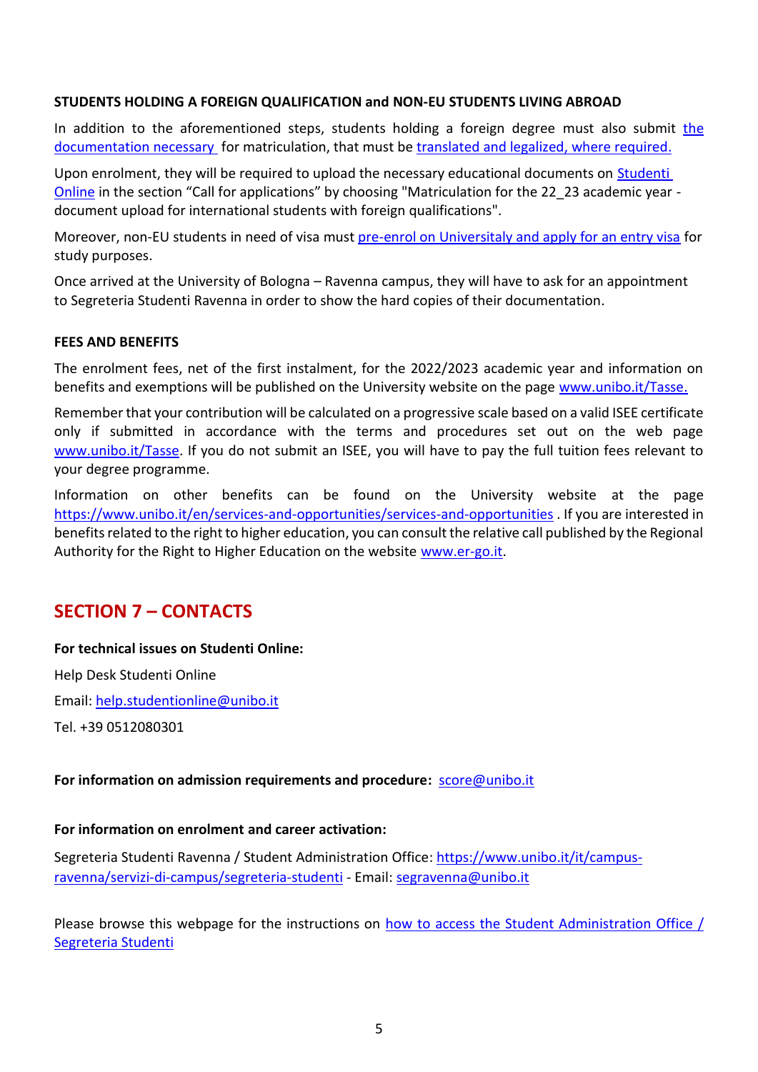**STUDENTS HOLDING A FOREIGN QUALIFICATION and NON-EU STUDENTS LIVING ABROAD**

In addition to the aforementioned steps, students holding a foreign degree must also submit the documentation necessary for matriculation, that must be translated and legalized, where required.

Upon enrolment, they will be required to upload the necessary educational documents on Studenti Online in the section "Call for applications" by choosing "Matriculation for the 22_23 academic year - document upload for international students with foreign qualifications".

Moreover, non-EU students in need of visa must pre-enrol on Universitaly and apply for an entry visa for study purposes.

Once arrived at the University of Bologna – Ravenna campus, they will have to ask for an appointment to Segreteria Studenti Ravenna in order to show the hard copies of their documentation.

**FEES AND BENEFITS**

The enrolment fees, net of the first instalment, for the 2022/2023 academic year and information on benefits and exemptions will be published on the University website on the page www.unibo.it/Tasse.

Remember that your contribution will be calculated on a progressive scale based on a valid ISEE certificate only if submitted in accordance with the terms and procedures set out on the web page www.unibo.it/Tasse. If you do not submit an ISEE, you will have to pay the full tuition fees relevant to your degree programme.

Information on other benefits can be found on the University website at the page https://www.unibo.it/en/services-and-opportunities/services-and-opportunities . If you are interested in benefits related to the right to higher education, you can consult the relative call published by the Regional Authority for the Right to Higher Education on the website www.er-go.it.

## SECTION 7 – CONTACTS

**For technical issues on Studenti Online:**

Help Desk Studenti Online

Email: help.studentionline@unibo.it

Tel. +39 0512080301

**For information on admission requirements and procedure:** score@unibo.it

**For information on enrolment and career activation:**

Segreteria Studenti Ravenna / Student Administration Office: https://www.unibo.it/it/campus-ravenna/servizi-di-campus/segreteria-studenti - Email: segravenna@unibo.it

Please browse this webpage for the instructions on how to access the Student Administration Office / Segreteria Studenti